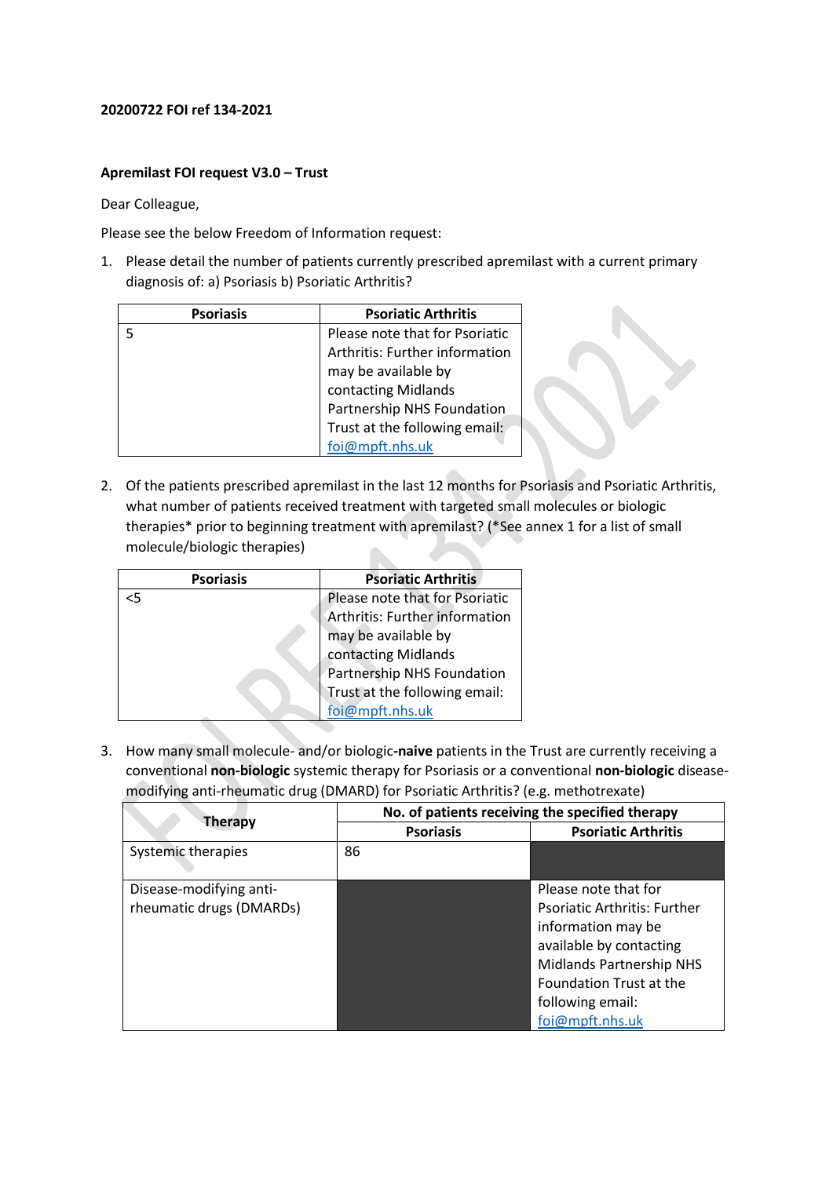**20200722 FOI ref 134-2021**

**Apremilast FOI request V3.0 – Trust**

Dear Colleague,

Please see the below Freedom of Information request:

1. Please detail the number of patients currently prescribed apremilast with a current primary diagnosis of: a) Psoriasis b) Psoriatic Arthritis?

| Psoriasis | Psoriatic Arthritis |
|---|---|
| 5 | Please note that for Psoriatic Arthritis: Further information may be available by contacting Midlands Partnership NHS Foundation Trust at the following email: foi@mpft.nhs.uk |

2. Of the patients prescribed apremilast in the last 12 months for Psoriasis and Psoriatic Arthritis, what number of patients received treatment with targeted small molecules or biologic therapies* prior to beginning treatment with apremilast? (*See annex 1 for a list of small molecule/biologic therapies)

| Psoriasis | Psoriatic Arthritis |
|---|---|
| <5 | Please note that for Psoriatic Arthritis: Further information may be available by contacting Midlands Partnership NHS Foundation Trust at the following email: foi@mpft.nhs.uk |

3. How many small molecule- and/or biologic-**naive** patients in the Trust are currently receiving a conventional **non-biologic** systemic therapy for Psoriasis or a conventional **non-biologic** disease-modifying anti-rheumatic drug (DMARD) for Psoriatic Arthritis? (e.g. methotrexate)

| Therapy | No. of patients receiving the specified therapy | |
|---|---|---|
| | **Psoriasis** | **Psoriatic Arthritis** |
| Systemic therapies | 86 | |
| Disease-modifying anti-rheumatic drugs (DMARDs) | | Please note that for Psoriatic Arthritis: Further information may be available by contacting Midlands Partnership NHS Foundation Trust at the following email: foi@mpft.nhs.uk |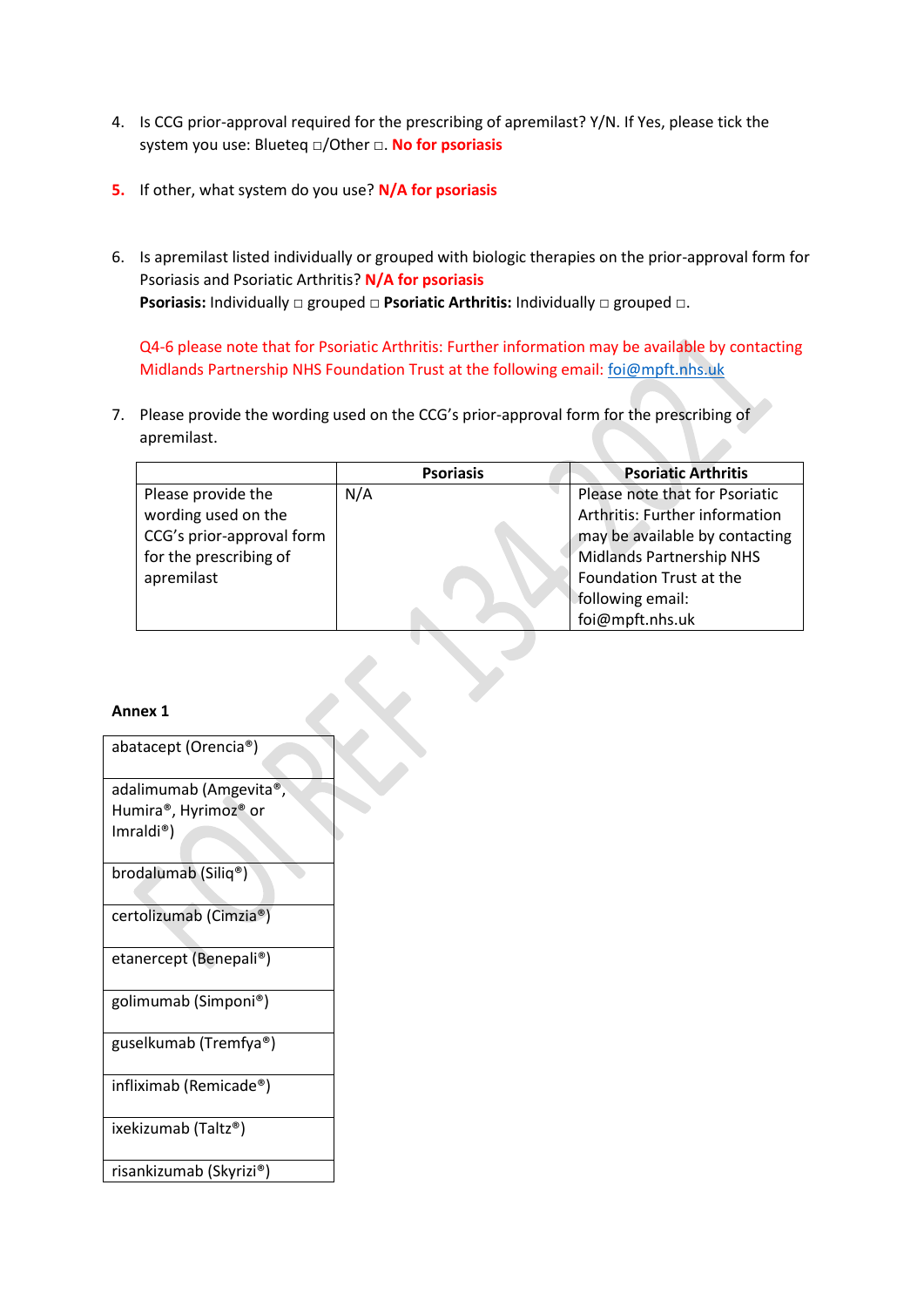4. Is CCG prior-approval required for the prescribing of apremilast? Y/N. If Yes, please tick the system you use: Blueteq □/Other □. **No for psoriasis**

5. If other, what system do you use? **N/A for psoriasis**

6. Is apremilast listed individually or grouped with biologic therapies on the prior-approval form for Psoriasis and Psoriatic Arthritis? **N/A for psoriasis**
   **Psoriasis:** Individually □ grouped □ **Psoriatic Arthritis:** Individually □ grouped □.

   Q4-6 please note that for Psoriatic Arthritis: Further information may be available by contacting Midlands Partnership NHS Foundation Trust at the following email: [foi@mpft.nhs.uk](mailto:foi@mpft.nhs.uk)

7. Please provide the wording used on the CCG's prior-approval form for the prescribing of apremilast.

| | **Psoriasis** | **Psoriatic Arthritis** |
|---|---|---|
| Please provide the wording used on the CCG's prior-approval form for the prescribing of apremilast | N/A | Please note that for Psoriatic Arthritis: Further information may be available by contacting Midlands Partnership NHS Foundation Trust at the following email: foi@mpft.nhs.uk |

**Annex 1**

| |
|---|
| abatacept (Orencia®) |
| adalimumab (Amgevita®, Humira®, Hyrimoz® or Imraldi®) |
| brodalumab (Siliq®) |
| certolizumab (Cimzia®) |
| etanercept (Benepali®) |
| golimumab (Simponi®) |
| guselkumab (Tremfya®) |
| infliximab (Remicade®) |
| ixekizumab (Taltz®) |
| risankizumab (Skyrizi®) |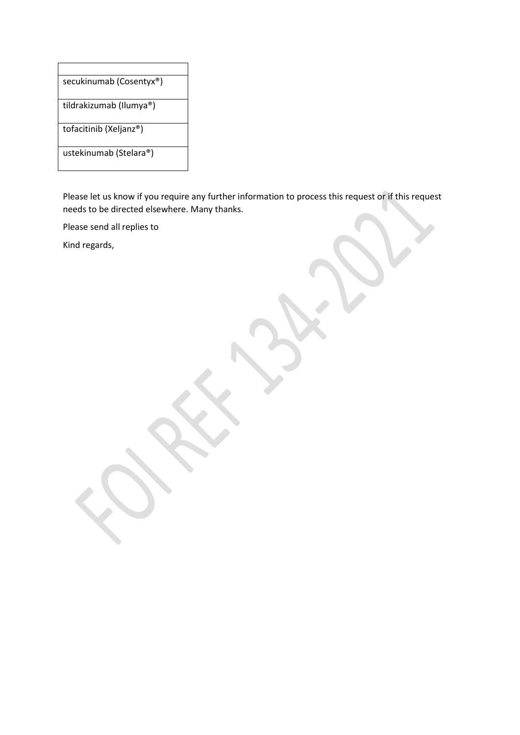| |
|---|
| secukinumab (Cosentyx®) |
| tildrakizumab (Ilumya®) |
| tofacitinib (Xeljanz®) |
| ustekinumab (Stelara®) |

Please let us know if you require any further information to process this request or if this request needs to be directed elsewhere. Many thanks.

Please send all replies to

Kind regards,